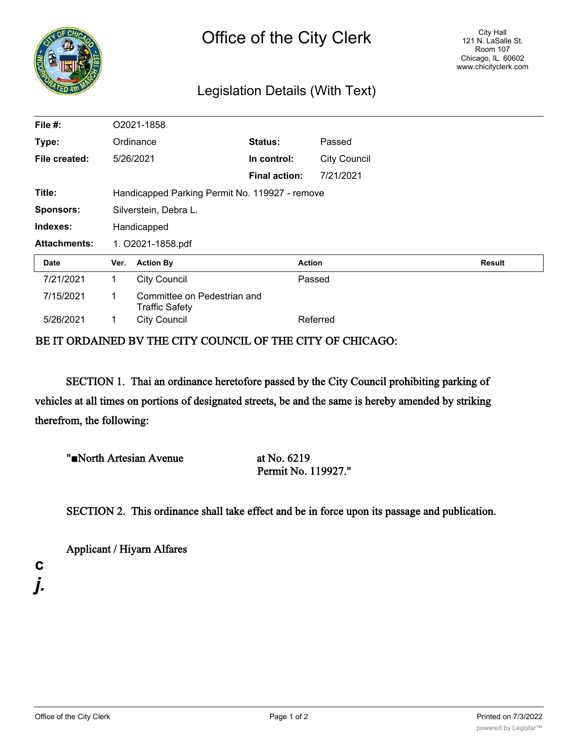# Office of the City Clerk

City Hall
121 N. LaSalle St.
Room 107
Chicago, IL 60602
www.chicityclerk.com

## Legislation Details (With Text)

| | | | |
|---|---|---|---|
| **File #:** | O2021-1858 | | |
| **Type:** | Ordinance | **Status:** | Passed |
| **File created:** | 5/26/2021 | **In control:** | City Council |
| | | **Final action:** | 7/21/2021 |
| **Title:** | Handicapped Parking Permit No. 119927 - remove | | |
| **Sponsors:** | Silverstein, Debra L. | | |
| **Indexes:** | Handicapped | | |
| **Attachments:** | 1. O2021-1858.pdf | | |

| Date | Ver. | Action By | Action | Result |
|---|---|---|---|---|
| 7/21/2021 | 1 | City Council | Passed | |
| 7/15/2021 | 1 | Committee on Pedestrian and Traffic Safety | | |
| 5/26/2021 | 1 | City Council | Referred | |

BE IT ORDAINED BV THE CITY COUNCIL OF THE CITY OF CHICAGO:

SECTION 1. Thai an ordinance heretofore passed by the City Council prohibiting parking of vehicles at all times on portions of designated streets, be and the same is hereby amended by striking therefrom, the following:

"■North Artesian Avenue at No. 6219
Permit No. 119927."

SECTION 2. This ordinance shall take effect and be in force upon its passage and publication.

Applicant / Hiyarn Alfares

c
j.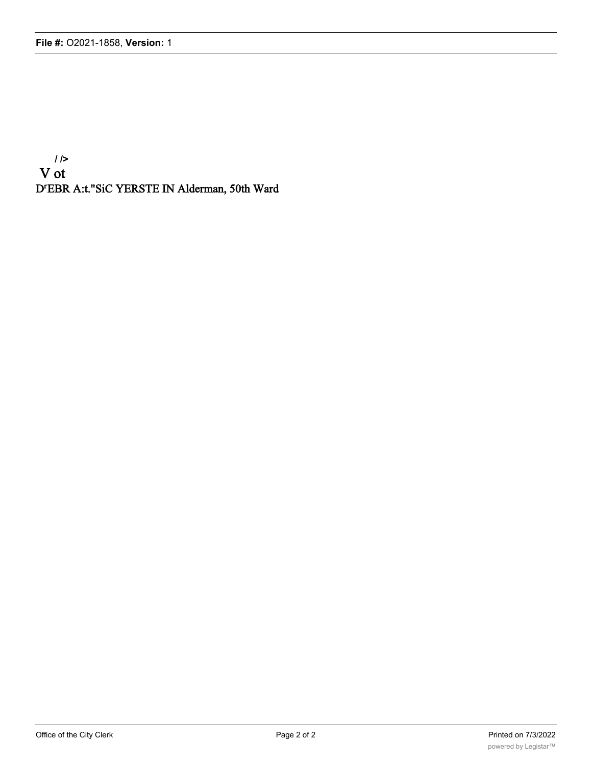/ />

V ot

DrEBR A:t."SiC YERSTE IN Alderman, 50th Ward